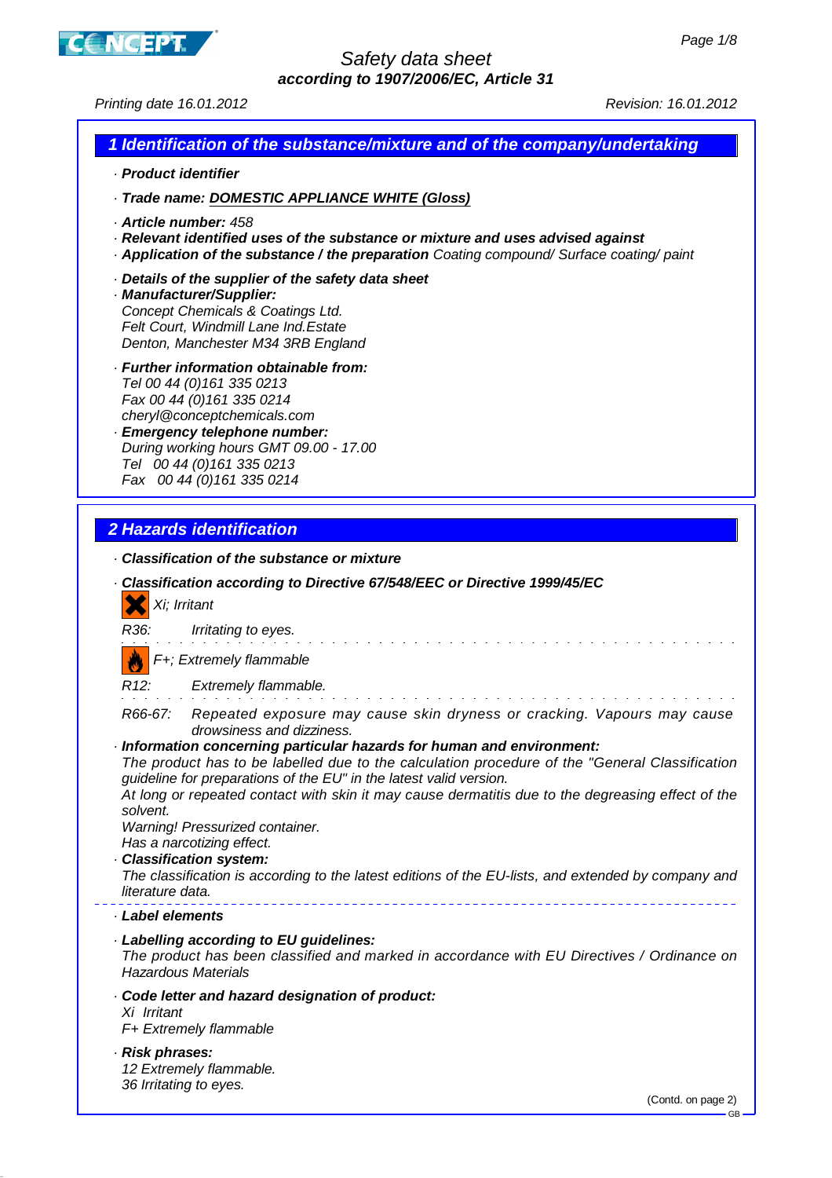# Safety data sheet

**according to 1907/2006/EC, Article 31**

Printing date 16.01.2012 Revision: 16.01.2012

## 1 Identification of the substance/mixture and of the company/undertaking

· **Product identifier**

· **Trade name:** **DOMESTIC APPLIANCE WHITE (Gloss)**

· **Article number:** 458

· **Relevant identified uses of the substance or mixture and uses advised against**

· **Application of the substance / the preparation** Coating compound/ Surface coating/ paint

· **Details of the supplier of the safety data sheet**

· **Manufacturer/Supplier:**
Concept Chemicals & Coatings Ltd.
Felt Court, Windmill Lane Ind.Estate
Denton, Manchester M34 3RB England

· **Further information obtainable from:**
Tel 00 44 (0)161 335 0213
Fax 00 44 (0)161 335 0214
cheryl@conceptchemicals.com

· **Emergency telephone number:**
During working hours GMT 09.00 - 17.00
Tel 00 44 (0)161 335 0213
Fax 00 44 (0)161 335 0214

## 2 Hazards identification

· **Classification of the substance or mixture**

· **Classification according to Directive 67/548/EEC or Directive 1999/45/EC**

Xi; Irritant

R36: Irritating to eyes.

F+; Extremely flammable

R12: Extremely flammable.

R66-67: Repeated exposure may cause skin dryness or cracking. Vapours may cause drowsiness and dizziness.

· **Information concerning particular hazards for human and environment:**
The product has to be labelled due to the calculation procedure of the "General Classification guideline for preparations of the EU" in the latest valid version.
At long or repeated contact with skin it may cause dermatitis due to the degreasing effect of the solvent.
Warning! Pressurized container.
Has a narcotizing effect.

· **Classification system:**
The classification is according to the latest editions of the EU-lists, and extended by company and literature data.

· **Label elements**

· **Labelling according to EU guidelines:**
The product has been classified and marked in accordance with EU Directives / Ordinance on Hazardous Materials

· **Code letter and hazard designation of product:**
Xi Irritant
F+ Extremely flammable

· **Risk phrases:**
12 Extremely flammable.
36 Irritating to eyes.

(Contd. on page 2)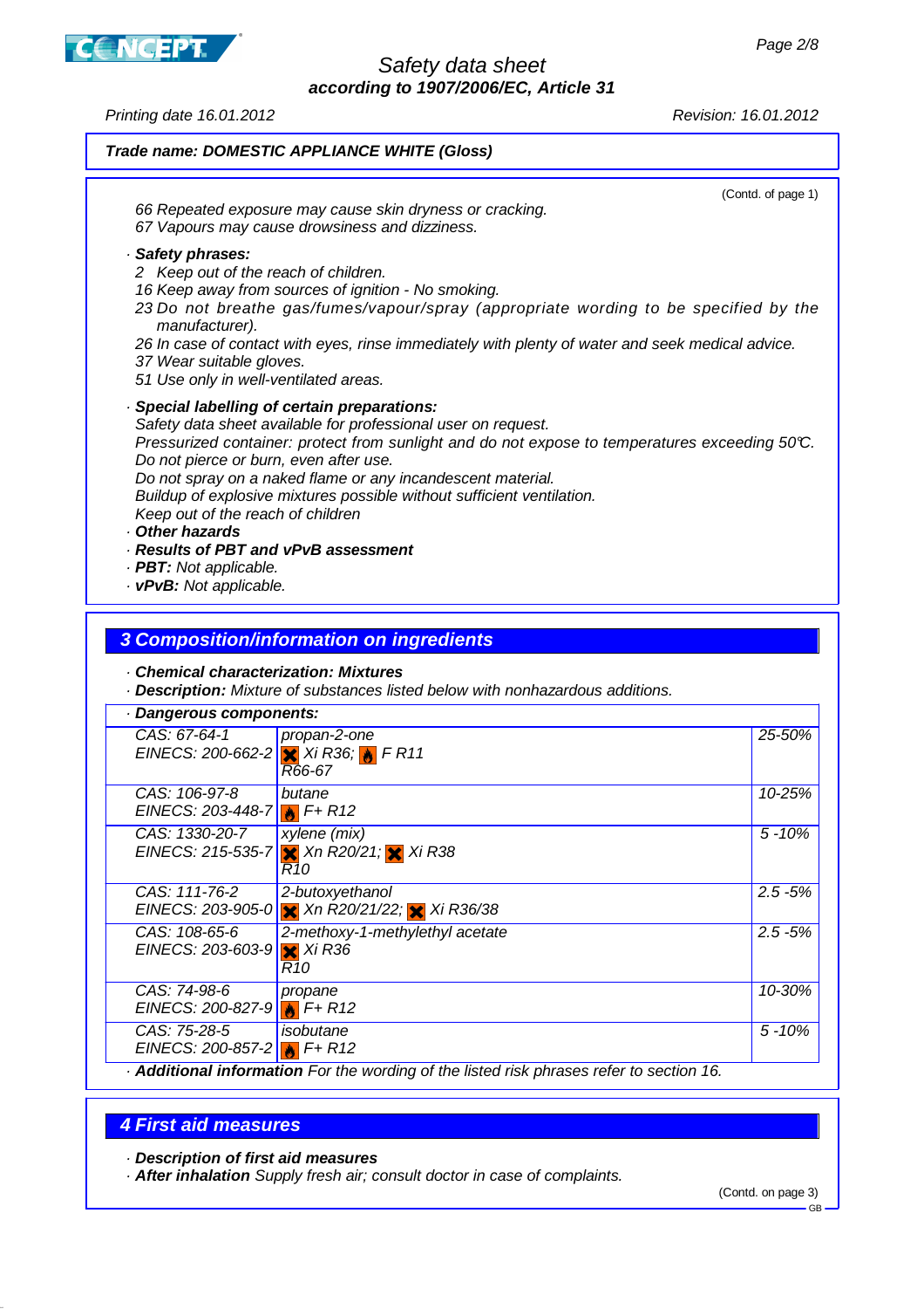**Trade name: DOMESTIC APPLIANCE WHITE (Gloss)**

(Contd. of page 1)

66 Repeated exposure may cause skin dryness or cracking.
67 Vapours may cause drowsiness and dizziness.

· **Safety phrases:**

2 Keep out of the reach of children.
16 Keep away from sources of ignition - No smoking.
23 Do not breathe gas/fumes/vapour/spray (appropriate wording to be specified by the manufacturer).
26 In case of contact with eyes, rinse immediately with plenty of water and seek medical advice.
37 Wear suitable gloves.
51 Use only in well-ventilated areas.

· **Special labelling of certain preparations:**

Safety data sheet available for professional user on request.
Pressurized container: protect from sunlight and do not expose to temperatures exceeding 50°C. Do not pierce or burn, even after use.
Do not spray on a naked flame or any incandescent material.
Buildup of explosive mixtures possible without sufficient ventilation.
Keep out of the reach of children

· **Other hazards**
· **Results of PBT and vPvB assessment**
· **PBT:** Not applicable.
· **vPvB:** Not applicable.

## 3 Composition/information on ingredients

· **Chemical characterization: Mixtures**
· **Description:** Mixture of substances listed below with nonhazardous additions.

| · **Dangerous components:** | | |
|---|---|---|
| CAS: 67-64-1<br>EINECS: 200-662-2 | propan-2-one<br>Xi R36; F R11<br>R66-67 | 25-50% |
| CAS: 106-97-8<br>EINECS: 203-448-7 | butane<br>F+ R12 | 10-25% |
| CAS: 1330-20-7<br>EINECS: 215-535-7 | xylene (mix)<br>Xn R20/21; Xi R38<br>R10 | 5 -10% |
| CAS: 111-76-2<br>EINECS: 203-905-0 | 2-butoxyethanol<br>Xn R20/21/22; Xi R36/38 | 2.5 -5% |
| CAS: 108-65-6<br>EINECS: 203-603-9 | 2-methoxy-1-methylethyl acetate<br>Xi R36<br>R10 | 2.5 -5% |
| CAS: 74-98-6<br>EINECS: 200-827-9 | propane<br>F+ R12 | 10-30% |
| CAS: 75-28-5<br>EINECS: 200-857-2 | isobutane<br>F+ R12 | 5 -10% |

· **Additional information** For the wording of the listed risk phrases refer to section 16.

## 4 First aid measures

· **Description of first aid measures**
· **After inhalation** Supply fresh air; consult doctor in case of complaints.

(Contd. on page 3)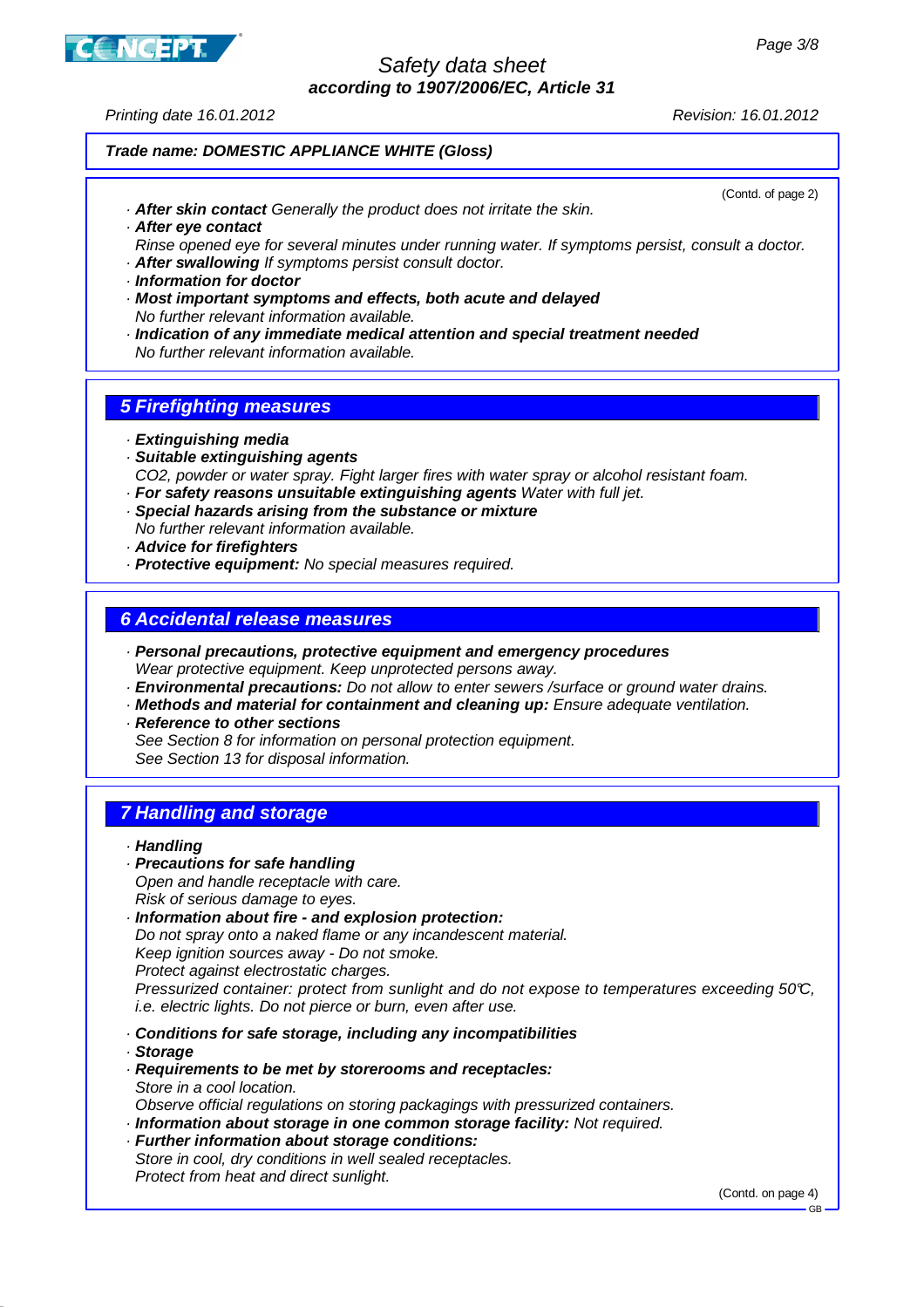**Trade name: DOMESTIC APPLIANCE WHITE (Gloss)**

(Contd. of page 2)

· **After skin contact** Generally the product does not irritate the skin.
· **After eye contact**
Rinse opened eye for several minutes under running water. If symptoms persist, consult a doctor.
· **After swallowing** If symptoms persist consult doctor.
· **Information for doctor**
· **Most important symptoms and effects, both acute and delayed**
No further relevant information available.
· **Indication of any immediate medical attention and special treatment needed**
No further relevant information available.

## 5 Firefighting measures

· **Extinguishing media**
· **Suitable extinguishing agents**
$CO_2$, powder or water spray. Fight larger fires with water spray or alcohol resistant foam.
· **For safety reasons unsuitable extinguishing agents** Water with full jet.
· **Special hazards arising from the substance or mixture**
No further relevant information available.
· **Advice for firefighters**
· **Protective equipment:** No special measures required.

## 6 Accidental release measures

· **Personal precautions, protective equipment and emergency procedures**
Wear protective equipment. Keep unprotected persons away.
· **Environmental precautions:** Do not allow to enter sewers /surface or ground water drains.
· **Methods and material for containment and cleaning up:** Ensure adequate ventilation.
· **Reference to other sections**
See Section 8 for information on personal protection equipment.
See Section 13 for disposal information.

## 7 Handling and storage

· **Handling**
· **Precautions for safe handling**
Open and handle receptacle with care.
Risk of serious damage to eyes.
· **Information about fire - and explosion protection:**
Do not spray onto a naked flame or any incandescent material.
Keep ignition sources away - Do not smoke.
Protect against electrostatic charges.
Pressurized container: protect from sunlight and do not expose to temperatures exceeding 50°C, i.e. electric lights. Do not pierce or burn, even after use.

· **Conditions for safe storage, including any incompatibilities**
· **Storage**
· **Requirements to be met by storerooms and receptacles:**
Store in a cool location.
Observe official regulations on storing packagings with pressurized containers.
· **Information about storage in one common storage facility:** Not required.
· **Further information about storage conditions:**
Store in cool, dry conditions in well sealed receptacles.
Protect from heat and direct sunlight.

(Contd. on page 4)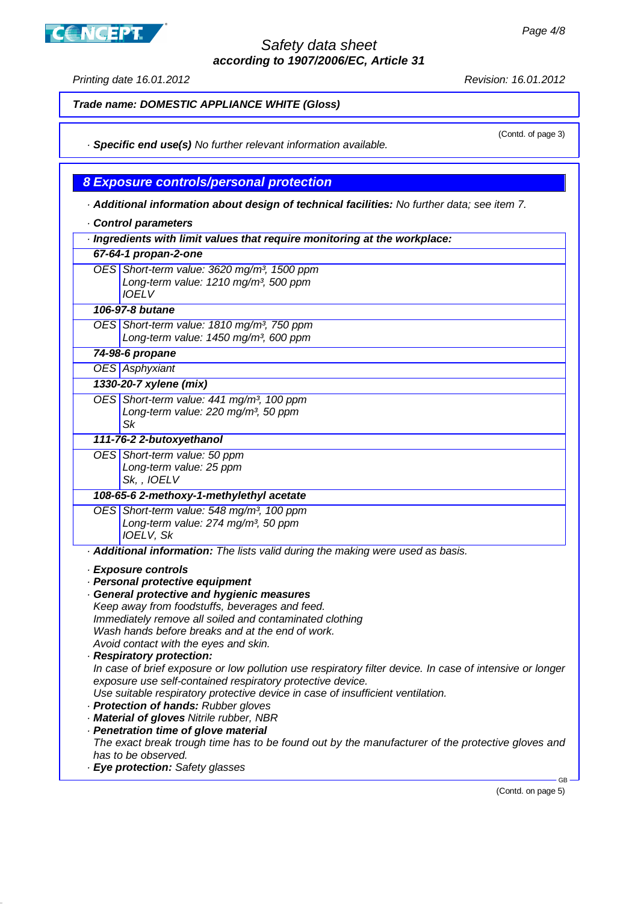**Trade name: DOMESTIC APPLIANCE WHITE (Gloss)**

(Contd. of page 3)

· **Specific end use(s)** No further relevant information available.

## 8 Exposure controls/personal protection

· **Additional information about design of technical facilities:** No further data; see item 7.

· **Control parameters**

| · Ingredients with limit values that require monitoring at the workplace: | |
|---|---|
| **67-64-1 propan-2-one** | |
| OES | Short-term value: 3620 mg/m³, 1500 ppm<br>Long-term value: 1210 mg/m³, 500 ppm<br>IOELV |
| **106-97-8 butane** | |
| OES | Short-term value: 1810 mg/m³, 750 ppm<br>Long-term value: 1450 mg/m³, 600 ppm |
| **74-98-6 propane** | |
| OES | Asphyxiant |
| **1330-20-7 xylene (mix)** | |
| OES | Short-term value: 441 mg/m³, 100 ppm<br>Long-term value: 220 mg/m³, 50 ppm<br>Sk |
| **111-76-2 2-butoxyethanol** | |
| OES | Short-term value: 50 ppm<br>Long-term value: 25 ppm<br>Sk, , IOELV |
| **108-65-6 2-methoxy-1-methylethyl acetate** | |
| OES | Short-term value: 548 mg/m³, 100 ppm<br>Long-term value: 274 mg/m³, 50 ppm<br>IOELV, Sk |

· **Additional information:** The lists valid during the making were used as basis.

· **Exposure controls**

· **Personal protective equipment**

· **General protective and hygienic measures**

Keep away from foodstuffs, beverages and feed.
Immediately remove all soiled and contaminated clothing
Wash hands before breaks and at the end of work.
Avoid contact with the eyes and skin.

· **Respiratory protection:**

In case of brief exposure or low pollution use respiratory filter device. In case of intensive or longer exposure use self-contained respiratory protective device.
Use suitable respiratory protective device in case of insufficient ventilation.

· **Protection of hands:** Rubber gloves

· **Material of gloves** Nitrile rubber, NBR

· **Penetration time of glove material**

The exact break trough time has to be found out by the manufacturer of the protective gloves and has to be observed.

· **Eye protection:** Safety glasses

(Contd. on page 5)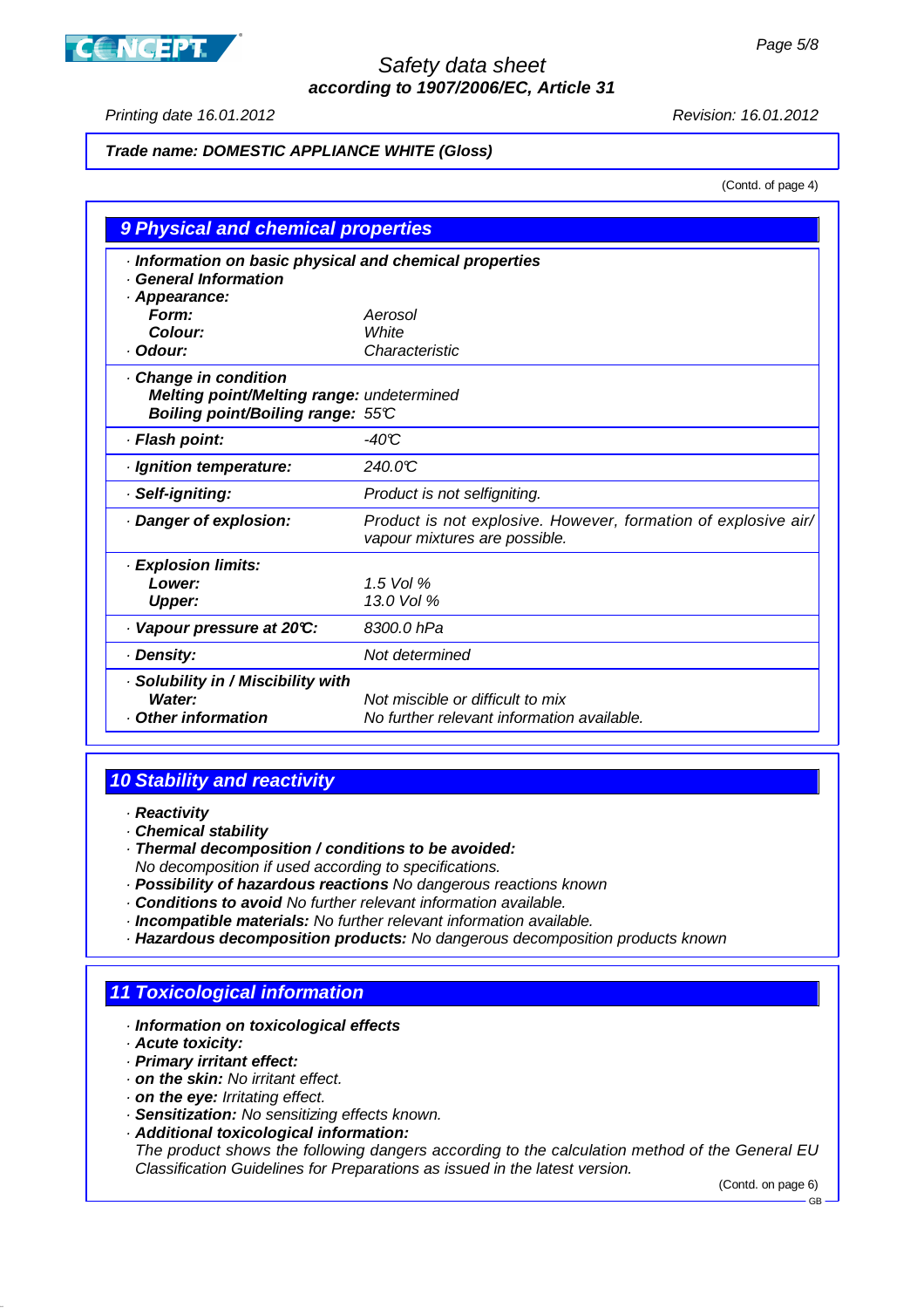**Trade name: DOMESTIC APPLIANCE WHITE (Gloss)**

(Contd. of page 4)

## 9 Physical and chemical properties

· **Information on basic physical and chemical properties**
· **General Information**
· **Appearance:**

| | |
|---|---|
| **Form:** | Aerosol |
| **Colour:** | White |
| · **Odour:** | Characteristic |
| · **Change in condition** | |
| **Melting point/Melting range:** | undetermined |
| **Boiling point/Boiling range:** | 55°C |
| · **Flash point:** | -40°C |
| · **Ignition temperature:** | 240.0°C |
| · **Self-igniting:** | Product is not selfigniting. |
| · **Danger of explosion:** | Product is not explosive. However, formation of explosive air/vapour mixtures are possible. |
| · **Explosion limits:** | |
| **Lower:** | 1.5 Vol % |
| **Upper:** | 13.0 Vol % |
| · **Vapour pressure at 20°C:** | 8300.0 hPa |
| · **Density:** | Not determined |
| · **Solubility in / Miscibility with** | |
| **Water:** | Not miscible or difficult to mix |
| · **Other information** | No further relevant information available. |

## 10 Stability and reactivity

· **Reactivity**
· **Chemical stability**
· **Thermal decomposition / conditions to be avoided:**
No decomposition if used according to specifications.
· **Possibility of hazardous reactions** No dangerous reactions known
· **Conditions to avoid** No further relevant information available.
· **Incompatible materials:** No further relevant information available.
· **Hazardous decomposition products:** No dangerous decomposition products known

## 11 Toxicological information

· **Information on toxicological effects**
· **Acute toxicity:**
· **Primary irritant effect:**
· **on the skin:** No irritant effect.
· **on the eye:** Irritating effect.
· **Sensitization:** No sensitizing effects known.
· **Additional toxicological information:**
The product shows the following dangers according to the calculation method of the General EU Classification Guidelines for Preparations as issued in the latest version.

(Contd. on page 6)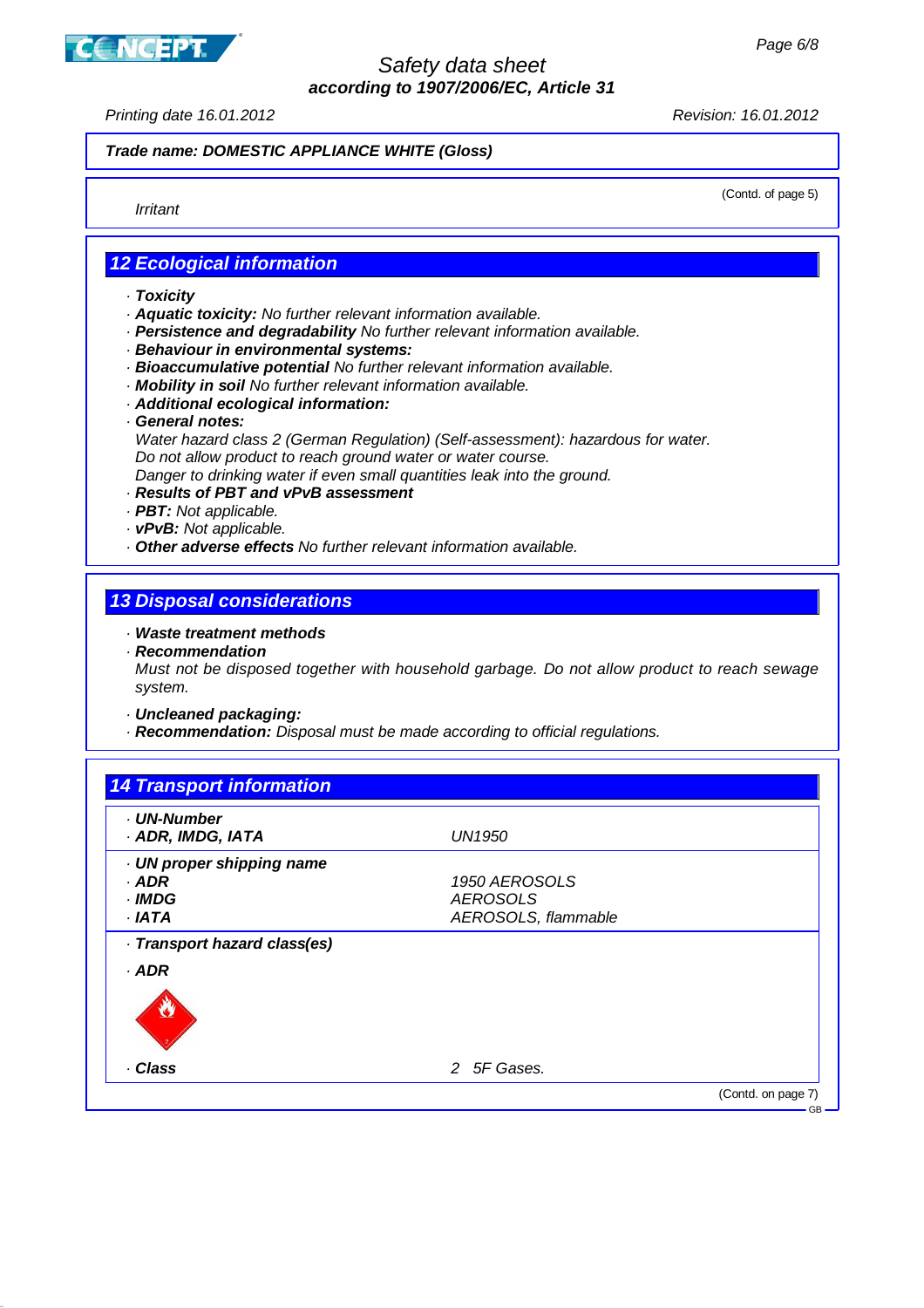**Trade name: DOMESTIC APPLIANCE WHITE (Gloss)**

(Contd. of page 5)

*Irritant*

## 12 Ecological information

- **Toxicity**
- **Aquatic toxicity:** No further relevant information available.
- **Persistence and degradability** No further relevant information available.
- **Behaviour in environmental systems:**
- **Bioaccumulative potential** No further relevant information available.
- **Mobility in soil** No further relevant information available.
- **Additional ecological information:**
- **General notes:**
  Water hazard class 2 (German Regulation) (Self-assessment): hazardous for water.
  Do not allow product to reach ground water or water course.
  Danger to drinking water if even small quantities leak into the ground.
- **Results of PBT and vPvB assessment**
- **PBT:** Not applicable.
- **vPvB:** Not applicable.
- **Other adverse effects** No further relevant information available.

## 13 Disposal considerations

- **Waste treatment methods**
- **Recommendation**
  Must not be disposed together with household garbage. Do not allow product to reach sewage system.

- **Uncleaned packaging:**
- **Recommendation:** Disposal must be made according to official regulations.

## 14 Transport information

| | |
|---|---|
| **· UN-Number** | |
| **· ADR, IMDG, IATA** | UN1950 |
| **· UN proper shipping name** | |
| **· ADR** | 1950 AEROSOLS |
| **· IMDG** | AEROSOLS |
| **· IATA** | AEROSOLS, flammable |
| **· Transport hazard class(es)** | |
| **· ADR** | |
| **· Class** | 2 5F Gases. |

(Contd. on page 7)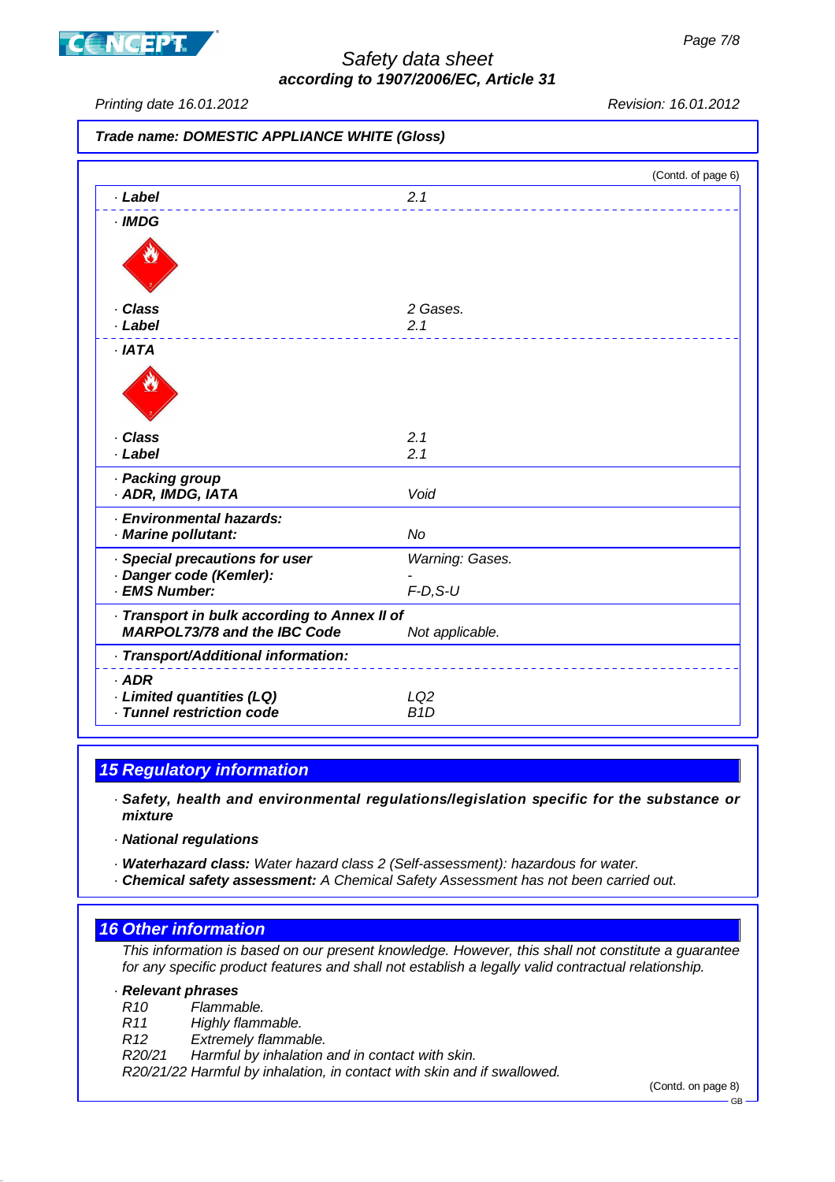Trade name: DOMESTIC APPLIANCE WHITE (Gloss)

(Contd. of page 6)

| | |
|---|---|
| · **Label** | 2.1 |
| · **IMDG** | |
| · **Class** | 2 Gases. |
| · **Label** | 2.1 |
| · **IATA** | |
| · **Class** | 2.1 |
| · **Label** | 2.1 |
| · **Packing group** · **ADR, IMDG, IATA** | Void |
| · **Environmental hazards:** · **Marine pollutant:** | No |
| · **Special precautions for user** | Warning: Gases. |
| · **Danger code (Kemler):** | - |
| · **EMS Number:** | F-D,S-U |
| · **Transport in bulk according to Annex II of MARPOL73/78 and the IBC Code** | Not applicable. |
| · **Transport/Additional information:** | |
| · **ADR** | |
| · **Limited quantities (LQ)** | LQ2 |
| · **Tunnel restriction code** | B1D |

## 15 Regulatory information

· **Safety, health and environmental regulations/legislation specific for the substance or mixture**

· **National regulations**

· **Waterhazard class:** Water hazard class 2 (Self-assessment): hazardous for water.
· **Chemical safety assessment:** A Chemical Safety Assessment has not been carried out.

## 16 Other information

This information is based on our present knowledge. However, this shall not constitute a guarantee for any specific product features and shall not establish a legally valid contractual relationship.

· **Relevant phrases**

R10 Flammable.
R11 Highly flammable.
R12 Extremely flammable.
R20/21 Harmful by inhalation and in contact with skin.
R20/21/22 Harmful by inhalation, in contact with skin and if swallowed.

(Contd. on page 8)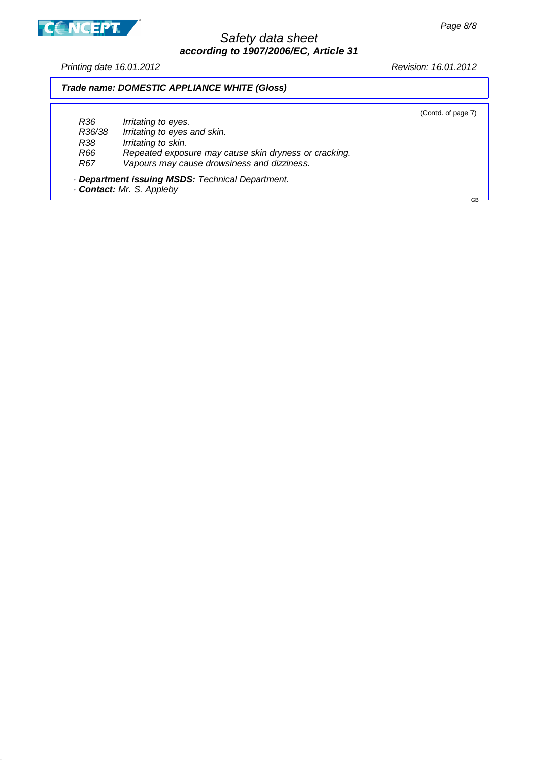**Trade name: DOMESTIC APPLIANCE WHITE (Gloss)**

(Contdd. of page 7)

| | |
|---|---|
| R36 | Irritating to eyes. |
| R36/38 | Irritating to eyes and skin. |
| R38 | Irritating to skin. |
| R66 | Repeated exposure may cause skin dryness or cracking. |
| R67 | Vapours may cause drowsiness and dizziness. |

· **Department issuing MSDS:** Technical Department.
· **Contact:** Mr. S. Appleby